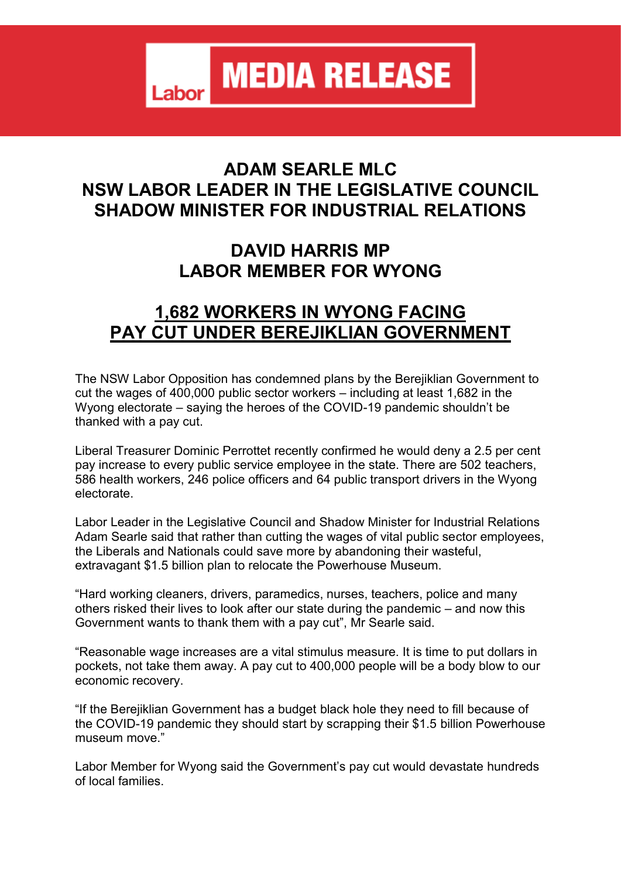**Labor MEDIA RELEASE**

# ADAM SEARLE MLC
# NSW LABOR LEADER IN THE LEGISLATIVE COUNCIL
# SHADOW MINISTER FOR INDUSTRIAL RELATIONS

# DAVID HARRIS MP
# LABOR MEMBER FOR WYONG

## 1,682 WORKERS IN WYONG FACING PAY CUT UNDER BEREJIKLIAN GOVERNMENT

The NSW Labor Opposition has condemned plans by the Berejiklian Government to cut the wages of 400,000 public sector workers – including at least 1,682 in the Wyong electorate – saying the heroes of the COVID-19 pandemic shouldn't be thanked with a pay cut.

Liberal Treasurer Dominic Perrottet recently confirmed he would deny a 2.5 per cent pay increase to every public service employee in the state. There are 502 teachers, 586 health workers, 246 police officers and 64 public transport drivers in the Wyong electorate.

Labor Leader in the Legislative Council and Shadow Minister for Industrial Relations Adam Searle said that rather than cutting the wages of vital public sector employees, the Liberals and Nationals could save more by abandoning their wasteful, extravagant $1.5 billion plan to relocate the Powerhouse Museum.

"Hard working cleaners, drivers, paramedics, nurses, teachers, police and many others risked their lives to look after our state during the pandemic – and now this Government wants to thank them with a pay cut", Mr Searle said.

"Reasonable wage increases are a vital stimulus measure. It is time to put dollars in pockets, not take them away. A pay cut to 400,000 people will be a body blow to our economic recovery.

"If the Berejiklian Government has a budget black hole they need to fill because of the COVID-19 pandemic they should start by scrapping their $1.5 billion Powerhouse museum move."

Labor Member for Wyong said the Government's pay cut would devastate hundreds of local families.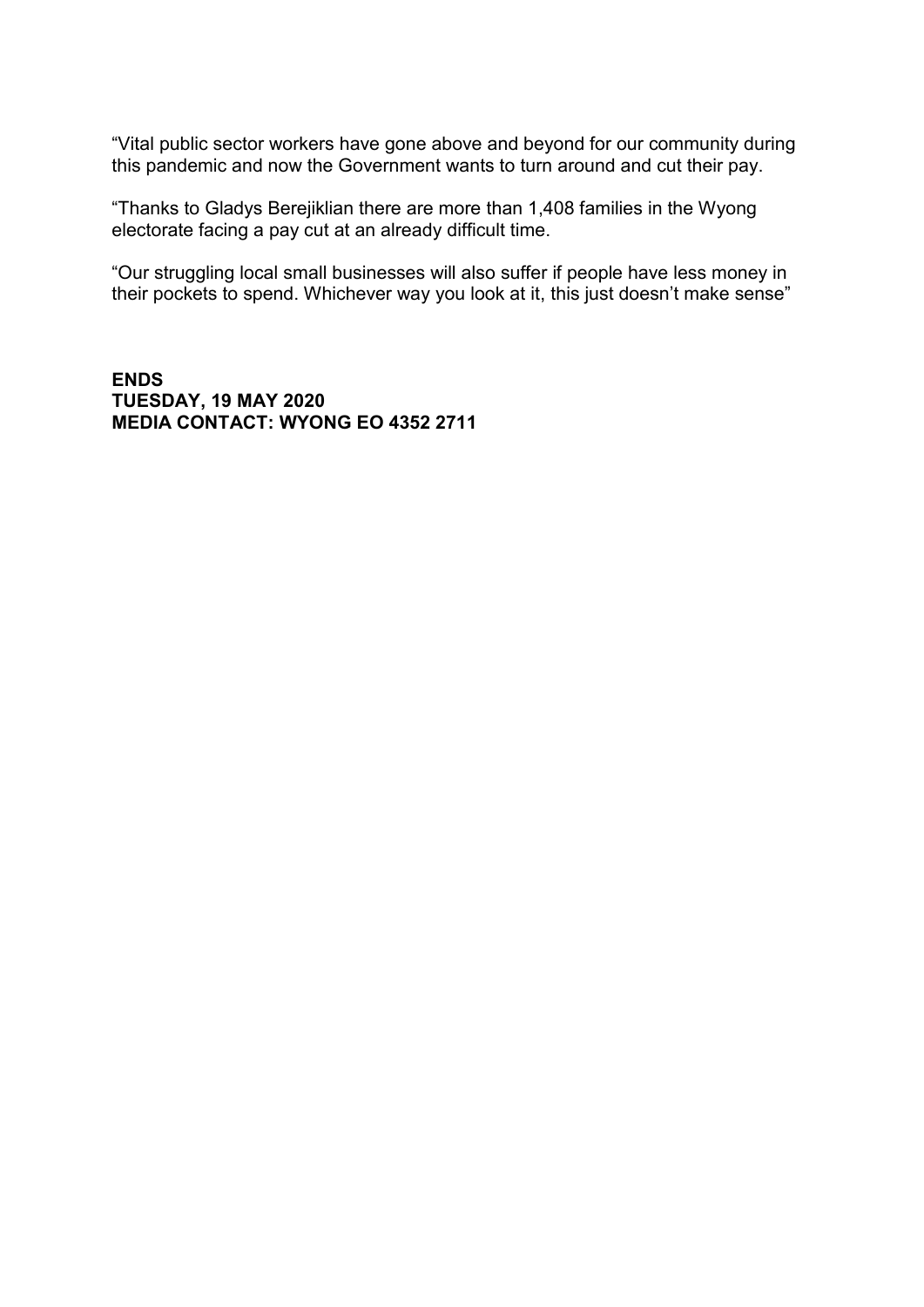“Vital public sector workers have gone above and beyond for our community during this pandemic and now the Government wants to turn around and cut their pay.

“Thanks to Gladys Berejiklian there are more than 1,408 families in the Wyong electorate facing a pay cut at an already difficult time.

“Our struggling local small businesses will also suffer if people have less money in their pockets to spend. Whichever way you look at it, this just doesn’t make sense”

**ENDS**
**TUESDAY, 19 MAY 2020**
**MEDIA CONTACT: WYONG EO 4352 2711**